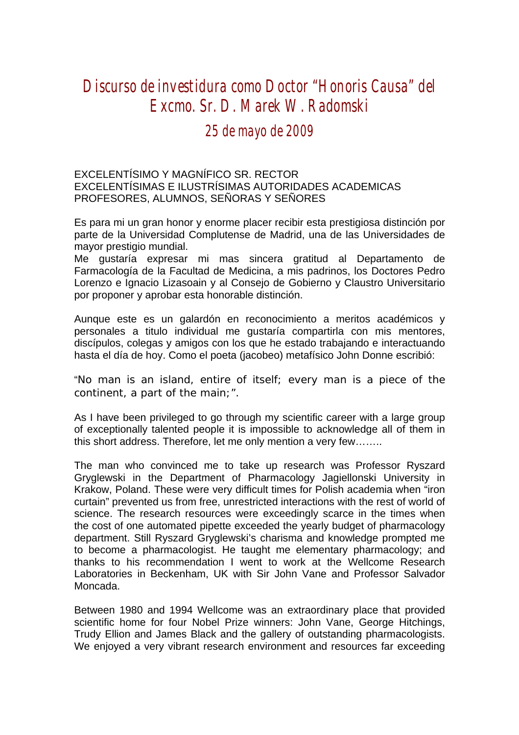# Discurso de investidura como Doctor "Honoris Causa" del Excmo. Sr. D. Marek W. Radomski

## 25 de mayo de 2009

EXCELENTÍSIMO Y MAGNÍFICO SR. RECTOR
EXCELENTÍSIMAS E ILUSTRÍSIMAS AUTORIDADES ACADEMICAS
PROFESORES, ALUMNOS, SEÑORAS Y SEÑORES

Es para mi un gran honor y enorme placer recibir esta prestigiosa distinción por parte de la Universidad Complutense de Madrid, una de las Universidades de mayor prestigio mundial.
Me gustaría expresar mi mas sincera gratitud al Departamento de Farmacología de la Facultad de Medicina, a mis padrinos, los Doctores Pedro Lorenzo e Ignacio Lizasoain y al Consejo de Gobierno y Claustro Universitario por proponer y aprobar esta honorable distinción.

Aunque este es un galardón en reconocimiento a meritos académicos y personales a titulo individual me gustaría compartirla con mis mentores, discípulos, colegas y amigos con los que he estado trabajando e interactuando hasta el día de hoy. Como el poeta (jacobeo) metafísico John Donne escribió:

"No man is an island, entire of itself; every man is a piece of the continent, a part of the main;".

As I have been privileged to go through my scientific career with a large group of exceptionally talented people it is impossible to acknowledge all of them in this short address. Therefore, let me only mention a very few……..

The man who convinced me to take up research was Professor Ryszard Gryglewski in the Department of Pharmacology Jagiellonski University in Krakow, Poland. These were very difficult times for Polish academia when "iron curtain" prevented us from free, unrestricted interactions with the rest of world of science. The research resources were exceedingly scarce in the times when the cost of one automated pipette exceeded the yearly budget of pharmacology department. Still Ryszard Gryglewski's charisma and knowledge prompted me to become a pharmacologist. He taught me elementary pharmacology; and thanks to his recommendation I went to work at the Wellcome Research Laboratories in Beckenham, UK with Sir John Vane and Professor Salvador Moncada.

Between 1980 and 1994 Wellcome was an extraordinary place that provided scientific home for four Nobel Prize winners: John Vane, George Hitchings, Trudy Ellion and James Black and the gallery of outstanding pharmacologists. We enjoyed a very vibrant research environment and resources far exceeding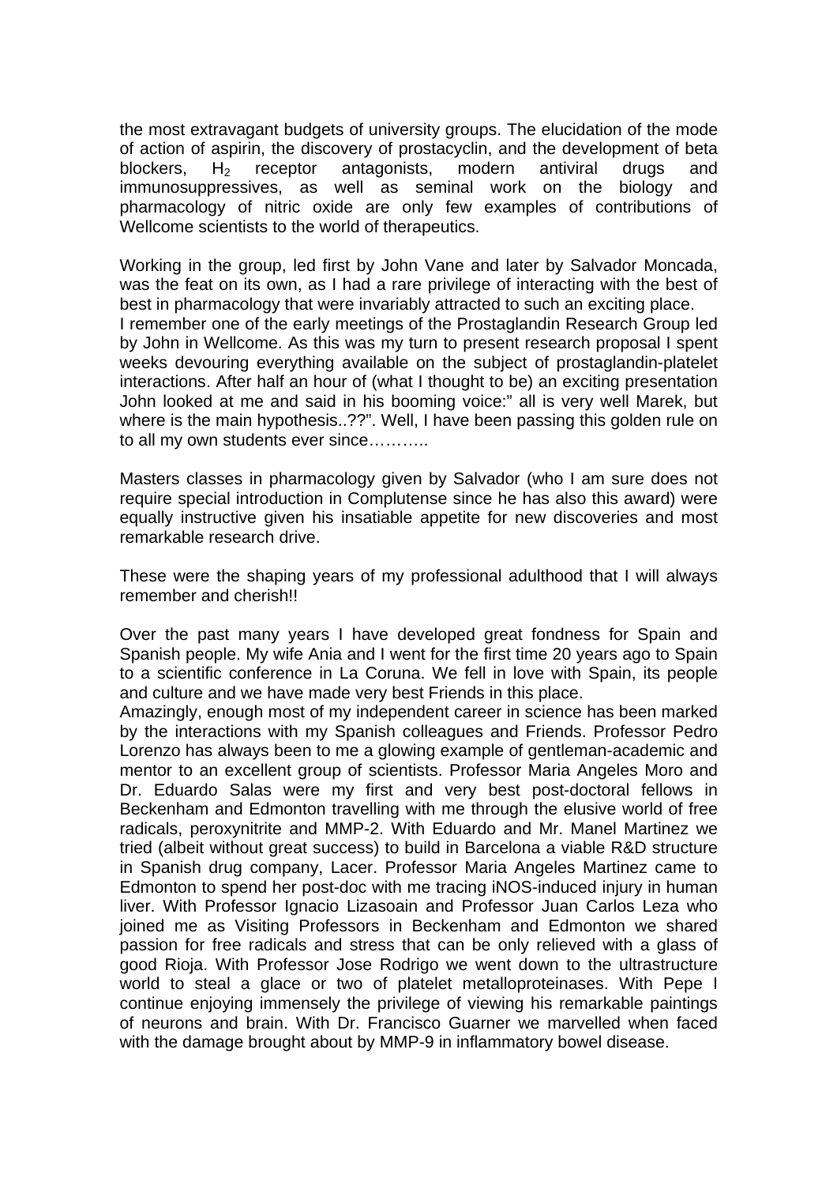the most extravagant budgets of university groups. The elucidation of the mode of action of aspirin, the discovery of prostacyclin, and the development of beta blockers, $H_2$ receptor antagonists, modern antiviral drugs and immunosuppressives, as well as seminal work on the biology and pharmacology of nitric oxide are only few examples of contributions of Wellcome scientists to the world of therapeutics.

Working in the group, led first by John Vane and later by Salvador Moncada, was the feat on its own, as I had a rare privilege of interacting with the best of best in pharmacology that were invariably attracted to such an exciting place.
I remember one of the early meetings of the Prostaglandin Research Group led by John in Wellcome. As this was my turn to present research proposal I spent weeks devouring everything available on the subject of prostaglandin-platelet interactions. After half an hour of (what I thought to be) an exciting presentation John looked at me and said in his booming voice:" all is very well Marek, but where is the main hypothesis..??". Well, I have been passing this golden rule on to all my own students ever since………..

Masters classes in pharmacology given by Salvador (who I am sure does not require special introduction in Complutense since he has also this award) were equally instructive given his insatiable appetite for new discoveries and most remarkable research drive.

These were the shaping years of my professional adulthood that I will always remember and cherish!!

Over the past many years I have developed great fondness for Spain and Spanish people. My wife Ania and I went for the first time 20 years ago to Spain to a scientific conference in La Coruna. We fell in love with Spain, its people and culture and we have made very best Friends in this place.
Amazingly, enough most of my independent career in science has been marked by the interactions with my Spanish colleagues and Friends. Professor Pedro Lorenzo has always been to me a glowing example of gentleman-academic and mentor to an excellent group of scientists. Professor Maria Angeles Moro and Dr. Eduardo Salas were my first and very best post-doctoral fellows in Beckenham and Edmonton travelling with me through the elusive world of free radicals, peroxynitrite and MMP-2. With Eduardo and Mr. Manel Martinez we tried (albeit without great success) to build in Barcelona a viable R&D structure in Spanish drug company, Lacer. Professor Maria Angeles Martinez came to Edmonton to spend her post-doc with me tracing iNOS-induced injury in human liver. With Professor Ignacio Lizasoain and Professor Juan Carlos Leza who joined me as Visiting Professors in Beckenham and Edmonton we shared passion for free radicals and stress that can be only relieved with a glass of good Rioja. With Professor Jose Rodrigo we went down to the ultrastructure world to steal a glace or two of platelet metalloproteinases. With Pepe I continue enjoying immensely the privilege of viewing his remarkable paintings of neurons and brain. With Dr. Francisco Guarner we marvelled when faced with the damage brought about by MMP-9 in inflammatory bowel disease.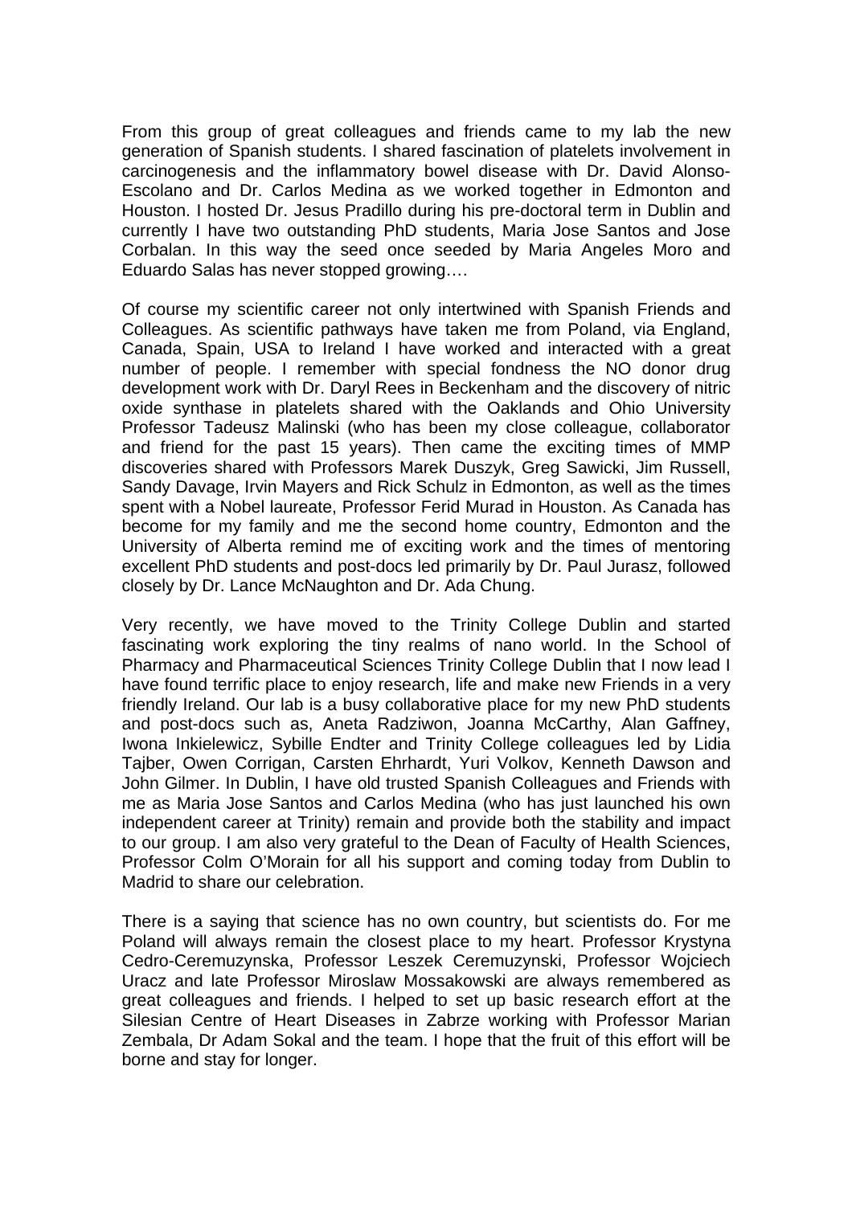From this group of great colleagues and friends came to my lab the new generation of Spanish students. I shared fascination of platelets involvement in carcinogenesis and the inflammatory bowel disease with Dr. David Alonso-Escolano and Dr. Carlos Medina as we worked together in Edmonton and Houston. I hosted Dr. Jesus Pradillo during his pre-doctoral term in Dublin and currently I have two outstanding PhD students, Maria Jose Santos and Jose Corbalan. In this way the seed once seeded by Maria Angeles Moro and Eduardo Salas has never stopped growing….

Of course my scientific career not only intertwined with Spanish Friends and Colleagues. As scientific pathways have taken me from Poland, via England, Canada, Spain, USA to Ireland I have worked and interacted with a great number of people. I remember with special fondness the NO donor drug development work with Dr. Daryl Rees in Beckenham and the discovery of nitric oxide synthase in platelets shared with the Oaklands and Ohio University Professor Tadeusz Malinski (who has been my close colleague, collaborator and friend for the past 15 years). Then came the exciting times of MMP discoveries shared with Professors Marek Duszyk, Greg Sawicki, Jim Russell, Sandy Davage, Irvin Mayers and Rick Schulz in Edmonton, as well as the times spent with a Nobel laureate, Professor Ferid Murad in Houston. As Canada has become for my family and me the second home country, Edmonton and the University of Alberta remind me of exciting work and the times of mentoring excellent PhD students and post-docs led primarily by Dr. Paul Jurasz, followed closely by Dr. Lance McNaughton and Dr. Ada Chung.

Very recently, we have moved to the Trinity College Dublin and started fascinating work exploring the tiny realms of nano world. In the School of Pharmacy and Pharmaceutical Sciences Trinity College Dublin that I now lead I have found terrific place to enjoy research, life and make new Friends in a very friendly Ireland. Our lab is a busy collaborative place for my new PhD students and post-docs such as, Aneta Radziwon, Joanna McCarthy, Alan Gaffney, Iwona Inkielewicz, Sybille Endter and Trinity College colleagues led by Lidia Tajber, Owen Corrigan, Carsten Ehrhardt, Yuri Volkov, Kenneth Dawson and John Gilmer. In Dublin, I have old trusted Spanish Colleagues and Friends with me as Maria Jose Santos and Carlos Medina (who has just launched his own independent career at Trinity) remain and provide both the stability and impact to our group. I am also very grateful to the Dean of Faculty of Health Sciences, Professor Colm O'Morain for all his support and coming today from Dublin to Madrid to share our celebration.

There is a saying that science has no own country, but scientists do. For me Poland will always remain the closest place to my heart. Professor Krystyna Cedro-Ceremuzynska, Professor Leszek Ceremuzynski, Professor Wojciech Uracz and late Professor Miroslaw Mossakowski are always remembered as great colleagues and friends. I helped to set up basic research effort at the Silesian Centre of Heart Diseases in Zabrze working with Professor Marian Zembala, Dr Adam Sokal and the team. I hope that the fruit of this effort will be borne and stay for longer.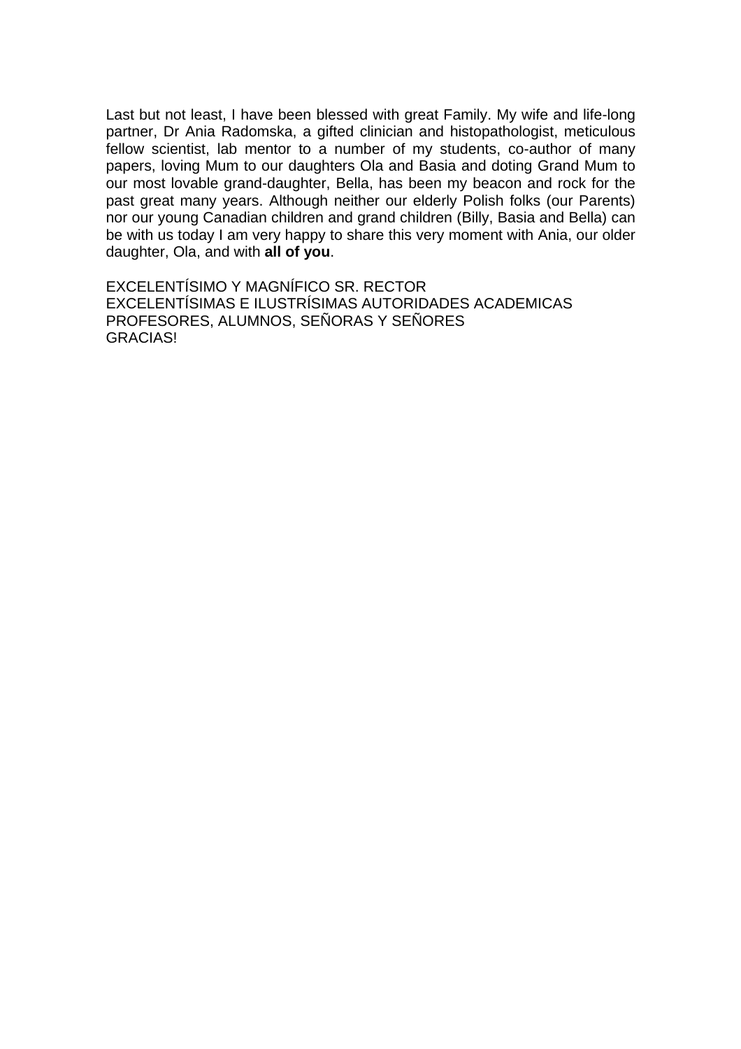Last but not least, I have been blessed with great Family. My wife and life-long partner, Dr Ania Radomska, a gifted clinician and histopathologist, meticulous fellow scientist, lab mentor to a number of my students, co-author of many papers, loving Mum to our daughters Ola and Basia and doting Grand Mum to our most lovable grand-daughter, Bella, has been my beacon and rock for the past great many years. Although neither our elderly Polish folks (our Parents) nor our young Canadian children and grand children (Billy, Basia and Bella) can be with us today I am very happy to share this very moment with Ania, our older daughter, Ola, and with **all of you**.

EXCELENTÍSIMO Y MAGNÍFICO SR. RECTOR
EXCELENTÍSIMAS E ILUSTRÍSIMAS AUTORIDADES ACADEMICAS
PROFESORES, ALUMNOS, SEÑORAS Y SEÑORES
GRACIAS!